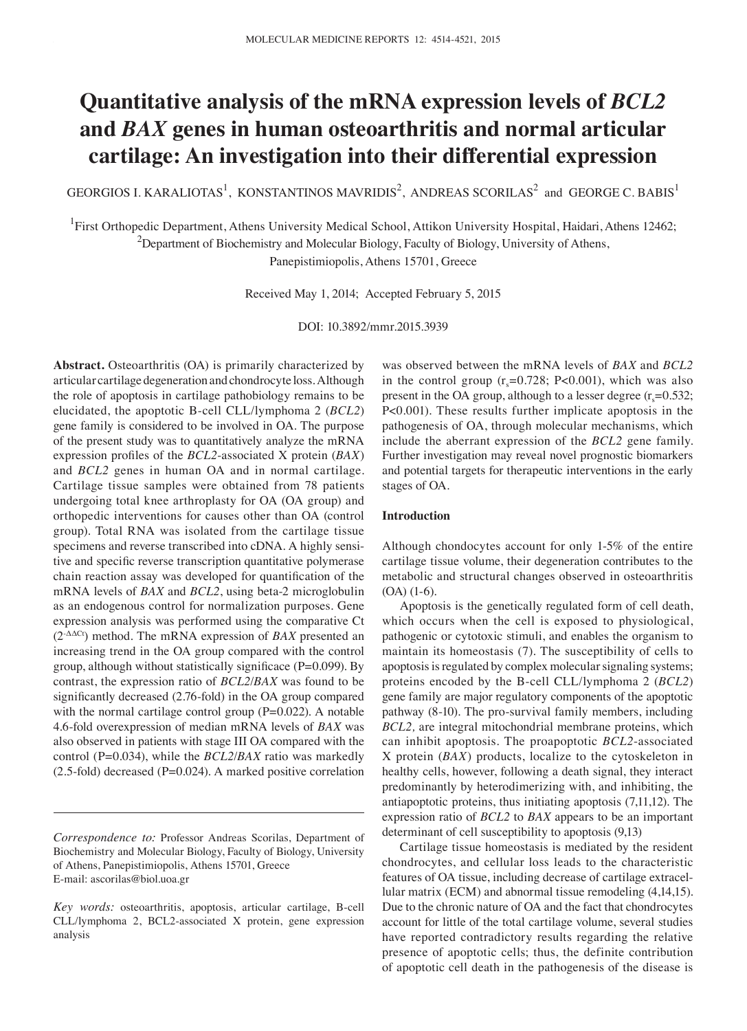# Quantitative analysis of the mRNA expression levels of *BCL2* and *BAX* genes in human osteoarthritis and normal articular cartilage: An investigation into their differential expression

GEORGIOS I. KARALIOTAS[1], KONSTANTINOS MAVRIDIS[2], ANDREAS SCORILAS[2] and GEORGE C. BABIS[1]

[1]First Orthopedic Department, Athens University Medical School, Attikon University Hospital, Haidari, Athens 12462;
[2]Department of Biochemistry and Molecular Biology, Faculty of Biology, University of Athens, Panepistimiopolis, Athens 15701, Greece

Received May 1, 2014; Accepted February 5, 2015

DOI: 10.3892/mmr.2015.3939

**Abstract.** Osteoarthritis (OA) is primarily characterized by articular cartilage degeneration and chondrocyte loss. Although the role of apoptosis in cartilage pathobiology remains to be elucidated, the apoptotic B-cell CLL/lymphoma 2 (*BCL2*) gene family is considered to be involved in OA. The purpose of the present study was to quantitatively analyze the mRNA expression profiles of the *BCL2*-associated X protein (*BAX*) and *BCL2* genes in human OA and in normal cartilage. Cartilage tissue samples were obtained from 78 patients undergoing total knee arthroplasty for OA (OA group) and orthopedic interventions for causes other than OA (control group). Total RNA was isolated from the cartilage tissue specimens and reverse transcribed into cDNA. A highly sensitive and specific reverse transcription quantitative polymerase chain reaction assay was developed for quantification of the mRNA levels of *BAX* and *BCL2*, using beta-2 microglobulin as an endogenous control for normalization purposes. Gene expression analysis was performed using the comparative Ct ($2^{-\Delta\Delta Ct}$) method. The mRNA expression of *BAX* presented an increasing trend in the OA group compared with the control group, although without statistically significace (P=0.099). By contrast, the expression ratio of *BCL2*/*BAX* was found to be significantly decreased (2.76-fold) in the OA group compared with the normal cartilage control group (P=0.022). A notable 4.6-fold overexpression of median mRNA levels of *BAX* was also observed in patients with stage III OA compared with the control (P=0.034), while the *BCL2*/*BAX* ratio was markedly (2.5-fold) decreased (P=0.024). A marked positive correlation was observed between the mRNA levels of *BAX* and *BCL2* in the control group ($r_s$=0.728; P<0.001), which was also present in the OA group, although to a lesser degree ($r_s$=0.532; P<0.001). These results further implicate apoptosis in the pathogenesis of OA, through molecular mechanisms, which include the aberrant expression of the *BCL2* gene family. Further investigation may reveal novel prognostic biomarkers and potential targets for therapeutic interventions in the early stages of OA.

*Correspondence to:* Professor Andreas Scorilas, Department of Biochemistry and Molecular Biology, Faculty of Biology, University of Athens, Panepistimiopolis, Athens 15701, Greece
E-mail: ascorilas@biol.uoa.gr

*Key words:* osteoarthritis, apoptosis, articular cartilage, B-cell CLL/lymphoma 2, BCL2-associated X protein, gene expression analysis

## Introduction

Although chondocytes account for only 1-5% of the entire cartilage tissue volume, their degeneration contributes to the metabolic and structural changes observed in osteoarthritis (OA) (1-6).

Apoptosis is the genetically regulated form of cell death, which occurs when the cell is exposed to physiological, pathogenic or cytotoxic stimuli, and enables the organism to maintain its homeostasis (7). The susceptibility of cells to apoptosis is regulated by complex molecular signaling systems; proteins encoded by the B-cell CLL/lymphoma 2 (*BCL2*) gene family are major regulatory components of the apoptotic pathway (8-10). The pro-survival family members, including *BCL2,* are integral mitochondrial membrane proteins, which can inhibit apoptosis. The proapoptotic *BCL2*-associated X protein (*BAX*) products, localize to the cytoskeleton in healthy cells, however, following a death signal, they interact predominantly by heterodimerizing with, and inhibiting, the antiapoptotic proteins, thus initiating apoptosis (7,11,12). The expression ratio of *BCL2* to *BAX* appears to be an important determinant of cell susceptibility to apoptosis (9,13)

Cartilage tissue homeostasis is mediated by the resident chondrocytes, and cellular loss leads to the characteristic features of OA tissue, including decrease of cartilage extracellular matrix (ECM) and abnormal tissue remodeling (4,14,15). Due to the chronic nature of OA and the fact that chondrocytes account for little of the total cartilage volume, several studies have reported contradictory results regarding the relative presence of apoptotic cells; thus, the definite contribution of apoptotic cell death in the pathogenesis of the disease is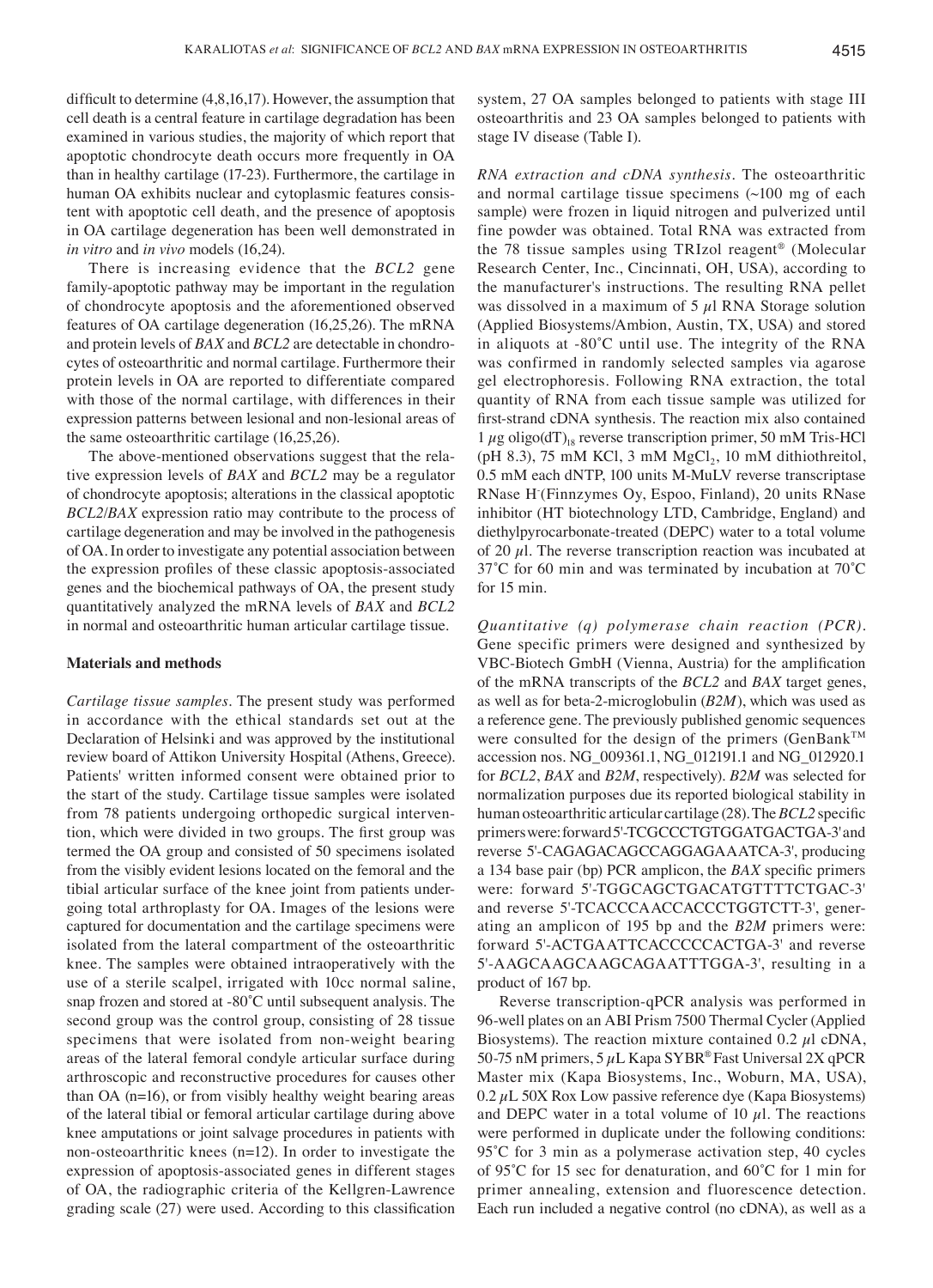difficult to determine (4,8,16,17). However, the assumption that cell death is a central feature in cartilage degradation has been examined in various studies, the majority of which report that apoptotic chondrocyte death occurs more frequently in OA than in healthy cartilage (17-23). Furthermore, the cartilage in human OA exhibits nuclear and cytoplasmic features consistent with apoptotic cell death, and the presence of apoptosis in OA cartilage degeneration has been well demonstrated in *in vitro* and *in vivo* models (16,24).

There is increasing evidence that the *BCL2* gene family-apoptotic pathway may be important in the regulation of chondrocyte apoptosis and the aforementioned observed features of OA cartilage degeneration (16,25,26). The mRNA and protein levels of *BAX* and *BCL2* are detectable in chondrocytes of osteoarthritic and normal cartilage. Furthermore their protein levels in OA are reported to differentiate compared with those of the normal cartilage, with differences in their expression patterns between lesional and non-lesional areas of the same osteoarthritic cartilage (16,25,26).

The above-mentioned observations suggest that the relative expression levels of *BAX* and *BCL2* may be a regulator of chondrocyte apoptosis; alterations in the classical apoptotic *BCL2*/*BAX* expression ratio may contribute to the process of cartilage degeneration and may be involved in the pathogenesis of OA. In order to investigate any potential association between the expression profiles of these classic apoptosis-associated genes and the biochemical pathways of OA, the present study quantitatively analyzed the mRNA levels of *BAX* and *BCL2* in normal and osteoarthritic human articular cartilage tissue.

## Materials and methods

*Cartilage tissue samples.* The present study was performed in accordance with the ethical standards set out at the Declaration of Helsinki and was approved by the institutional review board of Attikon University Hospital (Athens, Greece). Patients' written informed consent were obtained prior to the start of the study. Cartilage tissue samples were isolated from 78 patients undergoing orthopedic surgical intervention, which were divided in two groups. The first group was termed the OA group and consisted of 50 specimens isolated from the visibly evident lesions located on the femoral and the tibial articular surface of the knee joint from patients undergoing total arthroplasty for OA. Images of the lesions were captured for documentation and the cartilage specimens were isolated from the lateral compartment of the osteoarthritic knee. The samples were obtained intraoperatively with the use of a sterile scalpel, irrigated with 10cc normal saline, snap frozen and stored at -80˚C until subsequent analysis. The second group was the control group, consisting of 28 tissue specimens that were isolated from non-weight bearing areas of the lateral femoral condyle articular surface during arthroscopic and reconstructive procedures for causes other than OA (n=16), or from visibly healthy weight bearing areas of the lateral tibial or femoral articular cartilage during above knee amputations or joint salvage procedures in patients with non-osteoarthritic knees (n=12). In order to investigate the expression of apoptosis-associated genes in different stages of OA, the radiographic criteria of the Kellgren-Lawrence grading scale (27) were used. According to this classification system, 27 OA samples belonged to patients with stage III osteoarthritis and 23 OA samples belonged to patients with stage IV disease (Table I).

*RNA extraction and cDNA synthesis.* The osteoarthritic and normal cartilage tissue specimens (~100 mg of each sample) were frozen in liquid nitrogen and pulverized until fine powder was obtained. Total RNA was extracted from the 78 tissue samples using TRIzol reagent® (Molecular Research Center, Inc., Cincinnati, OH, USA), according to the manufacturer's instructions. The resulting RNA pellet was dissolved in a maximum of 5 $\mu$l RNA Storage solution (Applied Biosystems/Ambion, Austin, TX, USA) and stored in aliquots at -80˚C until use. The integrity of the RNA was confirmed in randomly selected samples via agarose gel electrophoresis. Following RNA extraction, the total quantity of RNA from each tissue sample was utilized for first-strand cDNA synthesis. The reaction mix also contained 1 $\mu$g oligo(dT)$_{18}$ reverse transcription primer, 50 mM Tris-HCl (pH 8.3), 75 mM KCl, 3 mM $MgCl_2$, 10 mM dithiothreitol, 0.5 mM each dNTP, 100 units M-MuLV reverse transcriptase RNase H$^-$(Finnzymes Oy, Espoo, Finland), 20 units RNase inhibitor (HT biotechnology LTD, Cambridge, England) and diethylpyrocarbonate-treated (DEPC) water to a total volume of 20 $\mu$l. The reverse transcription reaction was incubated at 37˚C for 60 min and was terminated by incubation at 70˚C for 15 min.

*Quantitative (q) polymerase chain reaction (PCR).* Gene specific primers were designed and synthesized by VBC-Biotech GmbH (Vienna, Austria) for the amplification of the mRNA transcripts of the *BCL2* and *BAX* target genes, as well as for beta-2-microglobulin (*B2M*), which was used as a reference gene. The previously published genomic sequences were consulted for the design of the primers (GenBank™ accession nos. NG_009361.1, NG_012191.1 and NG_012920.1 for *BCL2*, *BAX* and *B2M*, respectively). *B2M* was selected for normalization purposes due its reported biological stability in human osteoarthritic articular cartilage (28). The *BCL2* specific primers were: forward 5'-TCGCCCTGTGGATGACTGA-3' and reverse 5'-CAGAGACAGCCAGGAGAAATCA-3', producing a 134 base pair (bp) PCR amplicon, the *BAX* specific primers were: forward 5'-TGGCAGCTGACATGTTTTCTGAC-3' and reverse 5'-TCACCCAACCACCCTGGTCTT-3', generating an amplicon of 195 bp and the *B2M* primers were: forward 5'-ACTGAATTCACCCCCACTGA-3' and reverse 5'-AAGCAAGCAAGCAGAATTTGGA-3', resulting in a product of 167 bp.

Reverse transcription-qPCR analysis was performed in 96-well plates on an ABI Prism 7500 Thermal Cycler (Applied Biosystems). The reaction mixture contained 0.2 $\mu$l cDNA, 50-75 nM primers, 5 $\mu$L Kapa SYBR® Fast Universal 2X qPCR Master mix (Kapa Biosystems, Inc., Woburn, MA, USA), 0.2 $\mu$L 50X Rox Low passive reference dye (Kapa Biosystems) and DEPC water in a total volume of 10 $\mu$l. The reactions were performed in duplicate under the following conditions: 95˚C for 3 min as a polymerase activation step, 40 cycles of 95˚C for 15 sec for denaturation, and 60˚C for 1 min for primer annealing, extension and fluorescence detection. Each run included a negative control (no cDNA), as well as a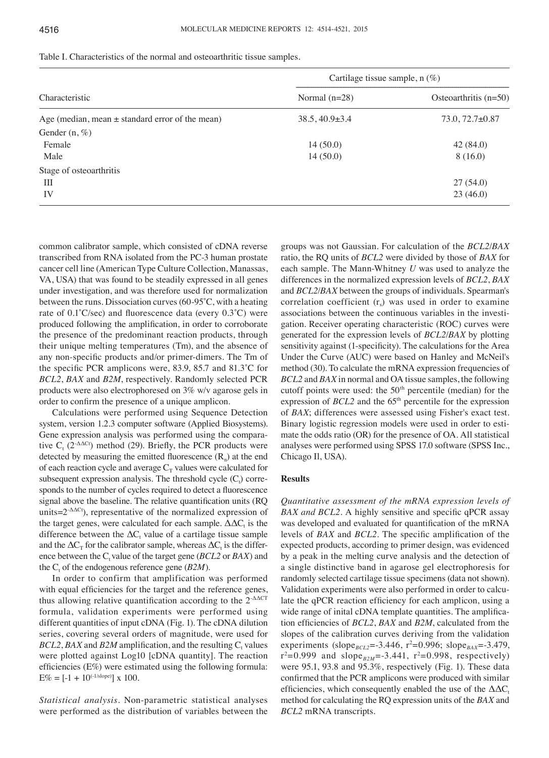Table I. Characteristics of the normal and osteoarthritic tissue samples.

| Characteristic | Cartilage tissue sample, n (%) | |
|---|---|---|
| | Normal (n=28) | Osteoarthritis (n=50) |
| Age (median, mean ± standard error of the mean) | 38.5, 40.9±3.4 | 73.0, 72.7±0.87 |
| Gender (n, %) | | |
| Female | 14 (50.0) | 42 (84.0) |
| Male | 14 (50.0) | 8 (16.0) |
| Stage of osteoarthritis | | |
| III | | 27 (54.0) |
| IV | | 23 (46.0) |

common calibrator sample, which consisted of cDNA reverse transcribed from RNA isolated from the PC-3 human prostate cancer cell line (American Type Culture Collection, Manassas, VA, USA) that was found to be steadily expressed in all genes under investigation, and was therefore used for normalization between the runs. Dissociation curves (60-95˚C, with a heating rate of 0.1˚C/sec) and fluorescence data (every 0.3˚C) were produced following the amplification, in order to corroborate the presence of the predominant reaction products, through their unique melting temperatures (Tm), and the absence of any non-specific products and/or primer-dimers. The Tm of the specific PCR amplicons were, 83.9, 85.7 and 81.3˚C for *BCL2*, *BAX* and *B2M*, respectively. Randomly selected PCR products were also electrophoresed on 3% w/v agarose gels in order to confirm the presence of a unique amplicon.

Calculations were performed using Sequence Detection system, version 1.2.3 computer software (Applied Biosystems). Gene expression analysis was performed using the comparative $C_t$ ($2^{-\Delta\Delta Ct}$) method (29). Briefly, the PCR products were detected by measuring the emitted fluorescence ($R_n$) at the end of each reaction cycle and average $C_T$ values were calculated for subsequent expression analysis. The threshold cycle ($C_t$) corresponds to the number of cycles required to detect a fluorescence signal above the baseline. The relative quantification units (RQ units=$2^{-\Delta\Delta Ct}$), representative of the normalized expression of the target genes, were calculated for each sample. $\Delta\Delta C_t$ is the difference between the $\Delta C_t$ value of a cartilage tissue sample and the $\Delta C_T$ for the calibrator sample, whereas $\Delta C_t$ is the difference between the $C_t$ value of the target gene (*BCL2* or *BAX*) and the $C_t$ of the endogenous reference gene (*B2M*).

In order to confirm that amplification was performed with equal efficiencies for the target and the reference genes, thus allowing relative quantification according to the $2^{-\Delta\Delta CT}$ formula, validation experiments were performed using different quantities of input cDNA (Fig. 1). The cDNA dilution series, covering several orders of magnitude, were used for *BCL2*, *BAX* and *B2M* amplification, and the resulting $C_t$ values were plotted against Log10 [cDNA quantity]. The reaction efficiencies (E%) were estimated using the following formula: $E\% = [-1 + 10^{(-1/slope)}] \times 100$.

*Statistical analysis.* Non-parametric statistical analyses were performed as the distribution of variables between the groups was not Gaussian. For calculation of the *BCL2*/*BAX* ratio, the RQ units of *BCL2* were divided by those of *BAX* for each sample. The Mann-Whitney *U* was used to analyze the differences in the normalized expression levels of *BCL2*, *BAX* and *BCL2*/*BAX* between the groups of individuals. Spearman's correlation coefficient ($r_s$) was used in order to examine associations between the continuous variables in the investigation. Receiver operating characteristic (ROC) curves were generated for the expression levels of *BCL2*/*BAX* by plotting sensitivity against (1-specificity). The calculations for the Area Under the Curve (AUC) were based on Hanley and McNeil's method (30). To calculate the mRNA expression frequencies of *BCL2* and *BAX* in normal and OA tissue samples, the following cutoff points were used: the 50th percentile (median) for the expression of *BCL2* and the 65th percentile for the expression of *BAX*; differences were assessed using Fisher's exact test. Binary logistic regression models were used in order to estimate the odds ratio (OR) for the presence of OA. All statistical analyses were performed using SPSS 17.0 software (SPSS Inc., Chicago Il, USA).

## Results

*Quantitative assessment of the mRNA expression levels of BAX and BCL2.* A highly sensitive and specific qPCR assay was developed and evaluated for quantification of the mRNA levels of *BAX* and *BCL2*. The specific amplification of the expected products, according to primer design, was evidenced by a peak in the melting curve analysis and the detection of a single distinctive band in agarose gel electrophoresis for randomly selected cartilage tissue specimens (data not shown). Validation experiments were also performed in order to calculate the qPCR reaction efficiency for each amplicon, using a wide range of inital cDNA template quantities. The amplification efficiencies of *BCL2*, *BAX* and *B2M*, calculated from the slopes of the calibration curves deriving from the validation experiments ($slope_{BCL2}$=-3.446, $r^2$=0.996; $slope_{BAX}$=-3.479, $r^2$=0.999 and $slope_{B2M}$=-3.441, $r^2$=0.998, respectively) were 95.1, 93.8 and 95.3%, respectively (Fig. 1). These data confirmed that the PCR amplicons were produced with similar efficiencies, which consequently enabled the use of the $\Delta\Delta C_t$ method for calculating the RQ expression units of the *BAX* and *BCL2* mRNA transcripts.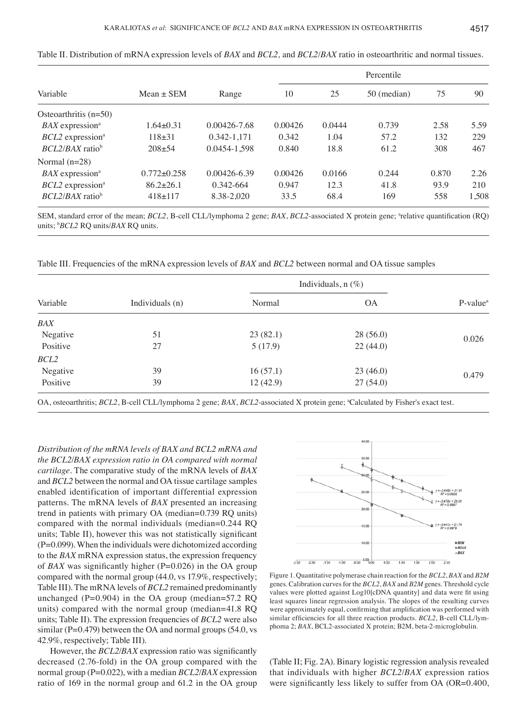Table II. Distribution of mRNA expression levels of *BAX* and *BCL2,* and *BCL2*/*BAX* ratio in osteoarthritic and normal tissues.

| Variable | Mean ± SEM | Range | Percentile | | | | |
|---|---|---|---|---|---|---|---|
| | | | 10 | 25 | 50 (median) | 75 | 90 |
| Osteoarthritis (n=50) | | | | | | | |
| *BAX* expression[a] | 1.64±0.31 | 0.00426-7.68 | 0.00426 | 0.0444 | 0.739 | 2.58 | 5.59 |
| *BCL2* expression[a] | 118±31 | 0.342-1,171 | 0.342 | 1.04 | 57.2 | 132 | 229 |
| *BCL2*/*BAX* ratio[b] | 208±54 | 0.0454-1,598 | 0.840 | 18.8 | 61.2 | 308 | 467 |
| Normal (n=28) | | | | | | | |
| *BAX* expression[a] | 0.772±0.258 | 0.00426-6.39 | 0.00426 | 0.0166 | 0.244 | 0.870 | 2.26 |
| *BCL2* expression[a] | 86.2±26.1 | 0.342-664 | 0.947 | 12.3 | 41.8 | 93.9 | 210 |
| *BCL2*/*BAX* ratio[b] | 418±117 | 8.38-2,020 | 33.5 | 68.4 | 169 | 558 | 1,508 |

SEM, standard error of the mean; *BCL2*, B-cell CLL/lymphoma 2 gene; *BAX*, *BCL2*-associated X protein gene; [a]relative quantification (RQ) units; [b]*BCL2* RQ units/*BAX* RQ units.

Table III. Frequencies of the mRNA expression levels of *BAX* and *BCL2* between normal and OA tissue samples

| Variable | Individuals (n) | Individuals, n (%) | | P-value[a] |
|---|---|---|---|---|
| | | Normal | OA | |
| *BAX* | | | | |
| Negative | 51 | 23 (82.1) | 28 (56.0) | 0.026 |
| Positive | 27 | 5 (17.9) | 22 (44.0) | |
| *BCL2* | | | | |
| Negative | 39 | 16 (57.1) | 23 (46.0) | 0.479 |
| Positive | 39 | 12 (42.9) | 27 (54.0) | |

OA, osteoarthritis; *BCL2*, B-cell CLL/lymphoma 2 gene; *BAX*, *BCL2*-associated X protein gene; [a]Calculated by Fisher's exact test.

*Distribution of the mRNA levels of BAX and BCL2 mRNA and the BCL2/BAX expression ratio in OA compared with normal cartilage.* The comparative study of the mRNA levels of *BAX* and *BCL2* between the normal and OA tissue cartilage samples enabled identification of important differential expression patterns. The mRNA levels of *BAX* presented an increasing trend in patients with primary OA (median=0.739 RQ units) compared with the normal individuals (median=0.244 RQ units; Table II), however this was not statistically significant (P=0.099). When the individuals were dichotomized according to the *BAX* mRNA expression status, the expression frequency of *BAX* was significantly higher (P=0.026) in the OA group compared with the normal group (44.0, vs 17.9%, respectively; Table III). The mRNA levels of *BCL2* remained predominantly unchanged (P=0.904) in the OA group (median=57.2 RQ units) compared with the normal group (median=41.8 RQ units; Table II). The expression frequencies of *BCL2* were also similar (P=0.479) between the OA and normal groups (54.0, vs 42.9%, respectively; Table III).

However, the *BCL2*/*BAX* expression ratio was significantly decreased (2.76-fold) in the OA group compared with the normal group (P=0.022), with a median *BCL2*/*BAX* expression ratio of 169 in the normal group and 61.2 in the OA group (Table II; Fig. 2A). Binary logistic regression analysis revealed that individuals with higher *BCL2*/*BAX* expression ratios were significantly less likely to suffer from OA (OR=0.400,

Figure 1. Quantitative polymerase chain reaction for the *BCL2*, *BAX* and *B2M* genes. Calibration curves for the *BCL2*, *BAX* and *B2M* genes. Threshold cycle values were plotted against Log10[cDNA quantity] and data were fit using least squares linear regression analysis. The slopes of the resulting curves were approximately equal, confirming that amplification was performed with similar efficiencies for all three reaction products. *BCL2*, B-cell CLL/lymphoma 2; *BAX*, BCL2-associated X protein; B2M, beta-2-microglobulin.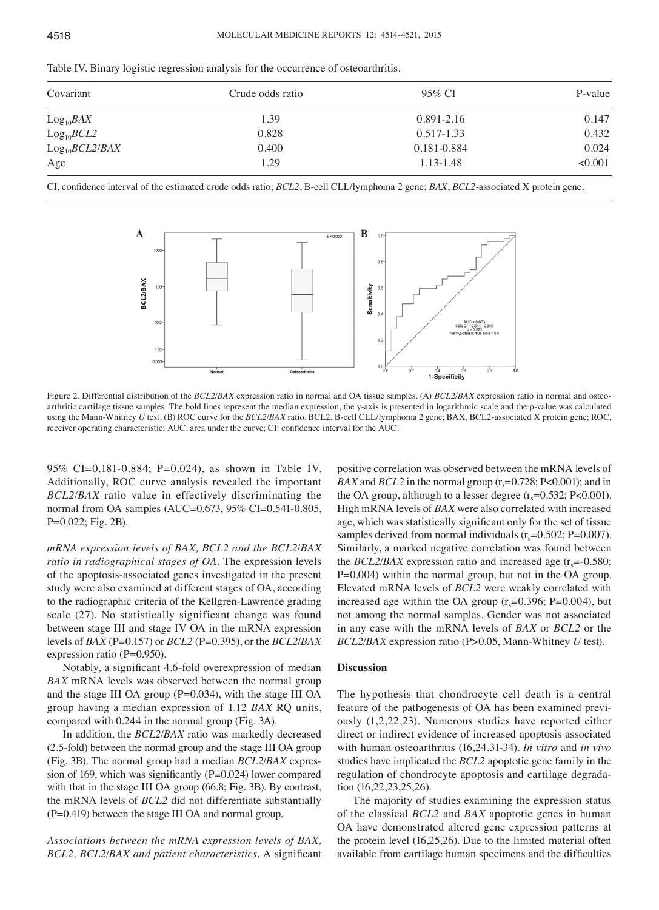Table IV. Binary logistic regression analysis for the occurrence of osteoarthritis.

| Covariant | Crude odds ratio | 95% CI | P-value |
|---|---|---|---|
| $Log_{10}$*BAX* | 1.39 | 0.891-2.16 | 0.147 |
| $Log_{10}$*BCL2* | 0.828 | 0.517-1.33 | 0.432 |
| $Log_{10}$*BCL2/BAX* | 0.400 | 0.181-0.884 | 0.024 |
| Age | 1.29 | 1.13-1.48 | <0.001 |

CI, confidence interval of the estimated crude odds ratio; *BCL2*, B-cell CLL/lymphoma 2 gene; *BAX*, *BCL2*-associated X protein gene.

Figure 2. Differential distribution of the *BCL2/BAX* expression ratio in normal and OA tissue samples. (A) *BCL2/BAX* expression ratio in normal and osteoarthritic cartilage tissue samples. The bold lines represent the median expression, the y-axis is presented in logarithmic scale and the p-value was calculated using the Mann-Whitney *U* test. (B) ROC curve for the *BCL2/BAX* ratio. BCL2, B-cell CLL/lymphoma 2 gene; BAX, BCL2-associated X protein gene; ROC, receiver operating characteristic; AUC, area under the curve; CI: confidence interval for the AUC.

95% CI=0.181-0.884; P=0.024), as shown in Table IV. Additionally, ROC curve analysis revealed the important *BCL2/BAX* ratio value in effectively discriminating the normal from OA samples (AUC=0.673, 95% CI=0.541-0.805, P=0.022; Fig. 2B).

*mRNA expression levels of BAX, BCL2 and the BCL2/BAX ratio in radiographical stages of OA.* The expression levels of the apoptosis-associated genes investigated in the present study were also examined at different stages of OA, according to the radiographic criteria of the Kellgren-Lawrence grading scale (27). No statistically significant change was found between stage III and stage IV OA in the mRNA expression levels of *BAX* (P=0.157) or *BCL2* (P=0.395), or the *BCL2/BAX* expression ratio (P=0.950).

Notably, a significant 4.6-fold overexpression of median *BAX* mRNA levels was observed between the normal group and the stage III OA group (P=0.034), with the stage III OA group having a median expression of 1.12 *BAX* RQ units, compared with 0.244 in the normal group (Fig. 3A).

In addition, the *BCL2/BAX* ratio was markedly decreased (2.5-fold) between the normal group and the stage III OA group (Fig. 3B). The normal group had a median *BCL2/BAX* expression of 169, which was significantly (P=0.024) lower compared with that in the stage III OA group (66.8; Fig. 3B). By contrast, the mRNA levels of *BCL2* did not differentiate substantially (P=0.419) between the stage III OA and normal group.

*Associations between the mRNA expression levels of BAX, BCL2, BCL2/BAX and patient characteristics.* A significant positive correlation was observed between the mRNA levels of *BAX* and *BCL2* in the normal group ($r_s$=0.728; P<0.001); and in the OA group, although to a lesser degree ($r_s$=0.532; P<0.001). High mRNA levels of *BAX* were also correlated with increased age, which was statistically significant only for the set of tissue samples derived from normal individuals ($r_s$=0.502; P=0.007). Similarly, a marked negative correlation was found between the *BCL2/BAX* expression ratio and increased age ($r_s$=-0.580; P=0.004) within the normal group, but not in the OA group. Elevated mRNA levels of *BCL2* were weakly correlated with increased age within the OA group ($r_s$=0.396; P=0.004), but not among the normal samples. Gender was not associated in any case with the mRNA levels of *BAX* or *BCL2* or the *BCL2/BAX* expression ratio (P>0.05, Mann-Whitney *U* test).

## Discussion

The hypothesis that chondrocyte cell death is a central feature of the pathogenesis of OA has been examined previously (1,2,22,23). Numerous studies have reported either direct or indirect evidence of increased apoptosis associated with human osteoarthritis (16,24,31-34). *In vitro* and *in vivo* studies have implicated the *BCL2* apoptotic gene family in the regulation of chondrocyte apoptosis and cartilage degradation (16,22,23,25,26).

The majority of studies examining the expression status of the classical *BCL2* and *BAX* apoptotic genes in human OA have demonstrated altered gene expression patterns at the protein level (16,25,26). Due to the limited material often available from cartilage human specimens and the difficulties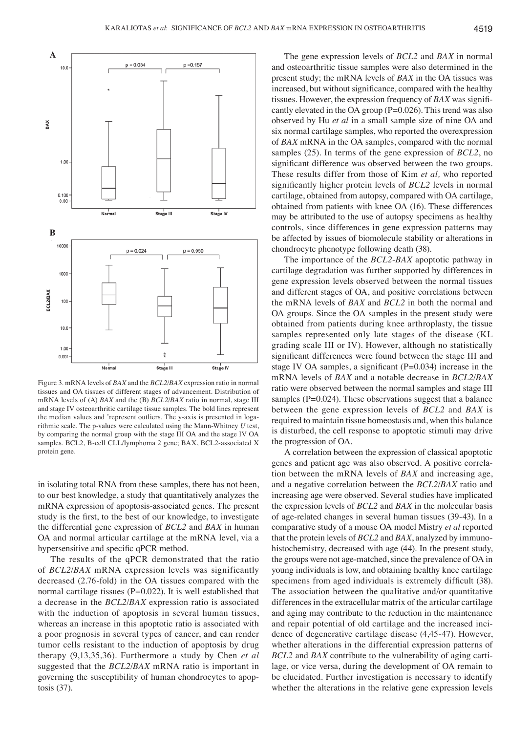Figure 3. mRNA levels of *BAX* and the *BCL2*/*BAX* expression ratio in normal tissues and OA tissues of different stages of advancement. Distribution of mRNA levels of (A) *BAX* and the (B) *BCL2*/*BAX* ratio in normal, stage III and stage IV osteoarthritic cartilage tissue samples. The bold lines represent the median values and *represent outliers. The y-axis is presented in logarithmic scale. The p-values were calculated using the Mann-Whitney *U* test, by comparing the normal group with the stage III OA and the stage IV OA samples. BCL2, B-cell CLL/lymphoma 2 gene; BAX, BCL2-associated X protein gene.

in isolating total RNA from these samples, there has not been, to our best knowledge, a study that quantitatively analyzes the mRNA expression of apoptosis-associated genes. The present study is the first, to the best of our knowledge, to investigate the differential gene expression of *BCL2* and *BAX* in human OA and normal articular cartilage at the mRNA level, via a hypersensitive and specific qPCR method.

The results of the qPCR demonstrated that the ratio of *BCL2*/*BAX* mRNA expression levels was significantly decreased (2.76-fold) in the OA tissues compared with the normal cartilage tissues (P=0.022). It is well established that a decrease in the *BCL2*/*BAX* expression ratio is associated with the induction of apoptosis in several human tissues, whereas an increase in this apoptotic ratio is associated with a poor prognosis in several types of cancer, and can render tumor cells resistant to the induction of apoptosis by drug therapy (9,13,35,36). Furthermore a study by Chen *et al* suggested that the *BCL2*/*BAX* mRNA ratio is important in governing the susceptibility of human chondrocytes to apoptosis (37).

The gene expression levels of *BCL2* and *BAX* in normal and osteoarthritic tissue samples were also determined in the present study; the mRNA levels of *BAX* in the OA tissues was increased, but without significance, compared with the healthy tissues. However, the expression frequency of *BAX* was significantly elevated in the OA group (P=0.026). This trend was also observed by Hu *et al* in a small sample size of nine OA and six normal cartilage samples, who reported the overexpression of *BAX* mRNA in the OA samples, compared with the normal samples (25). In terms of the gene expression of *BCL2*, no significant difference was observed between the two groups. These results differ from those of Kim *et al,* who reported significantly higher protein levels of *BCL2* levels in normal cartilage, obtained from autopsy, compared with OA cartilage, obtained from patients with knee OA (16). These differences may be attributed to the use of autopsy specimens as healthy controls, since differences in gene expression patterns may be affected by issues of biomolecule stability or alterations in chondrocyte phenotype following death (38).

The importance of the *BCL2*-*BAX* apoptotic pathway in cartilage degradation was further supported by differences in gene expression levels observed between the normal tissues and different stages of OA, and positive correlations between the mRNA levels of *BAX* and *BCL2* in both the normal and OA groups. Since the OA samples in the present study were obtained from patients during knee arthroplasty, the tissue samples represented only late stages of the disease (KL grading scale III or IV). However, although no statistically significant differences were found between the stage III and stage IV OA samples, a significant (P=0.034) increase in the mRNA levels of *BAX* and a notable decrease in *BCL2*/*BAX* ratio were observed between the normal samples and stage III samples (P=0.024). These observations suggest that a balance between the gene expression levels of *BCL2* and *BAX* is required to maintain tissue homeostasis and, when this balance is disturbed, the cell response to apoptotic stimuli may drive the progression of OA.

A correlation between the expression of classical apoptotic genes and patient age was also observed. A positive correlation between the mRNA levels of *BAX* and increasing age, and a negative correlation between the *BCL2*/*BAX* ratio and increasing age were observed. Several studies have implicated the expression levels of *BCL2* and *BAX* in the molecular basis of age-related changes in several human tissues (39-43). In a comparative study of a mouse OA model Mistry *et al* reported that the protein levels of *BCL2* and *BAX*, analyzed by immunohistochemistry, decreased with age (44). In the present study, the groups were not age-matched, since the prevalence of OA in young individuals is low, and obtaining healthy knee cartilage specimens from aged individuals is extremely difficult (38). The association between the qualitative and/or quantitative differences in the extracellular matrix of the articular cartilage and aging may contribute to the reduction in the maintenance and repair potential of old cartilage and the increased incidence of degenerative cartilage disease (4,45-47). However, whether alterations in the differential expression patterns of *BCL2* and *BAX* contribute to the vulnerability of aging cartilage, or vice versa, during the development of OA remain to be elucidated. Further investigation is necessary to identify whether the alterations in the relative gene expression levels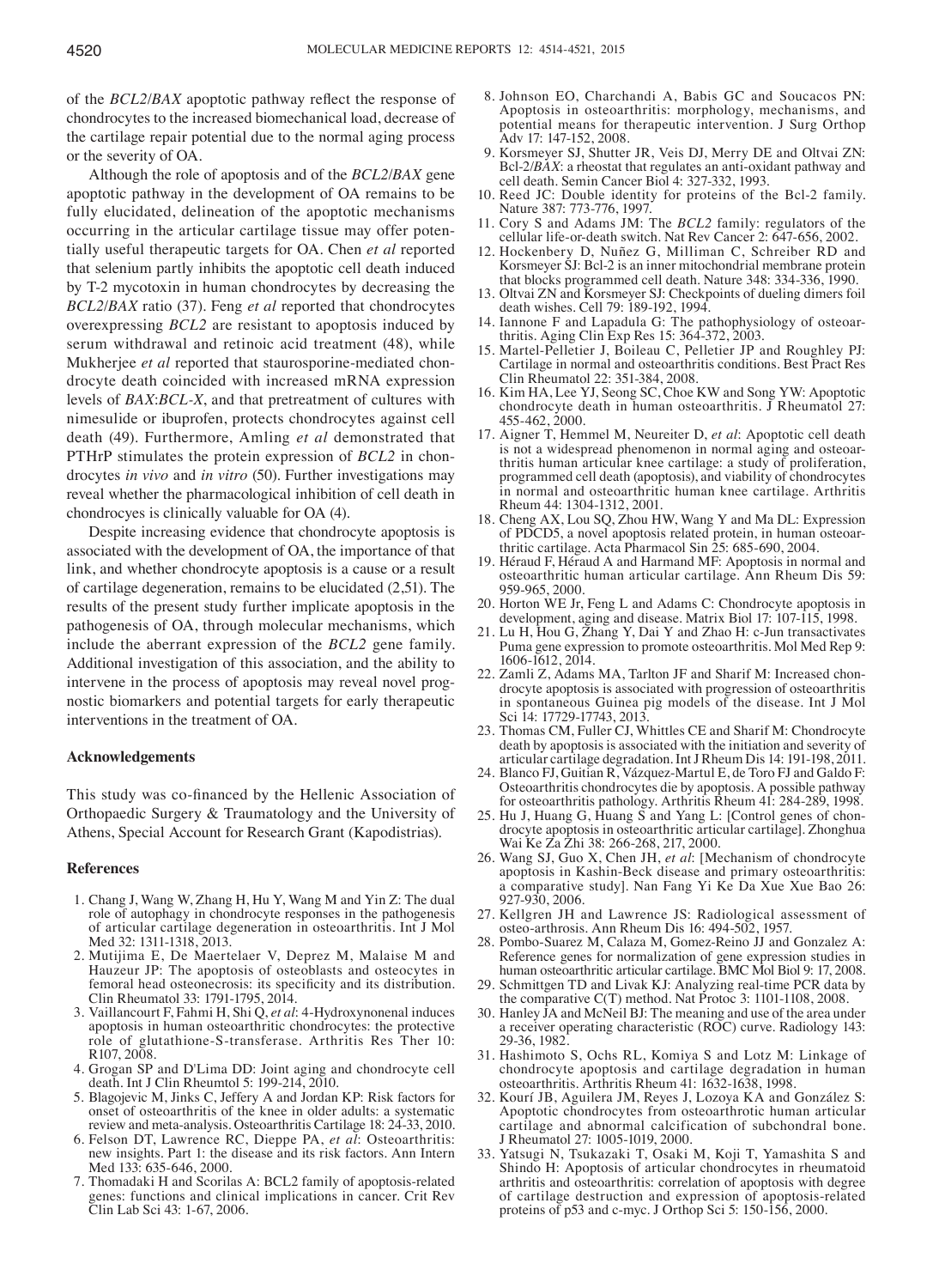of the *BCL2/BAX* apoptotic pathway reflect the response of chondrocytes to the increased biomechanical load, decrease of the cartilage repair potential due to the normal aging process or the severity of OA.

Although the role of apoptosis and of the *BCL2/BAX* gene apoptotic pathway in the development of OA remains to be fully elucidated, delineation of the apoptotic mechanisms occurring in the articular cartilage tissue may offer potentially useful therapeutic targets for OA. Chen *et al* reported that selenium partly inhibits the apoptotic cell death induced by T-2 mycotoxin in human chondrocytes by decreasing the *BCL2/BAX* ratio (37). Feng *et al* reported that chondrocytes overexpressing *BCL2* are resistant to apoptosis induced by serum withdrawal and retinoic acid treatment (48), while Mukherjee *et al* reported that staurosporine-mediated chondrocyte death coincided with increased mRNA expression levels of *BAX*:*BCL-X*, and that pretreatment of cultures with nimesulide or ibuprofen, protects chondrocytes against cell death (49). Furthermore, Amling *et al* demonstrated that PTHrP stimulates the protein expression of *BCL2* in chondrocytes *in vivo* and *in vitro* (50). Further investigations may reveal whether the pharmacological inhibition of cell death in chondrocyes is clinically valuable for OA (4).

Despite increasing evidence that chondrocyte apoptosis is associated with the development of OA, the importance of that link, and whether chondrocyte apoptosis is a cause or a result of cartilage degeneration, remains to be elucidated (2,51). The results of the present study further implicate apoptosis in the pathogenesis of OA, through molecular mechanisms, which include the aberrant expression of the *BCL2* gene family. Additional investigation of this association, and the ability to intervene in the process of apoptosis may reveal novel prognostic biomarkers and potential targets for early therapeutic interventions in the treatment of OA.

## Acknowledgements

This study was co-financed by the Hellenic Association of Orthopaedic Surgery & Traumatology and the University of Athens, Special Account for Research Grant (Kapodistrias).

## References

1. Chang J, Wang W, Zhang H, Hu Y, Wang M and Yin Z: The dual role of autophagy in chondrocyte responses in the pathogenesis of articular cartilage degeneration in osteoarthritis. Int J Mol Med 32: 1311-1318, 2013.
2. Mutijima E, De Maertelaer V, Deprez M, Malaise M and Hauzeur JP: The apoptosis of osteoblasts and osteocytes in femoral head osteonecrosis: its specificity and its distribution. Clin Rheumatol 33: 1791-1795, 2014.
3. Vaillancourt F, Fahmi H, Shi Q, *et al*: 4-Hydroxynonenal induces apoptosis in human osteoarthritic chondrocytes: the protective role of glutathione-S-transferase. Arthritis Res Ther 10: R107, 2008.
4. Grogan SP and D'Lima DD: Joint aging and chondrocyte cell death. Int J Clin Rheumtol 5: 199-214, 2010.
5. Blagojevic M, Jinks C, Jeffery A and Jordan KP: Risk factors for onset of osteoarthritis of the knee in older adults: a systematic review and meta-analysis. Osteoarthritis Cartilage 18: 24-33, 2010.
6. Felson DT, Lawrence RC, Dieppe PA, *et al*: Osteoarthritis: new insights. Part 1: the disease and its risk factors. Ann Intern Med 133: 635-646, 2000.
7. Thomadaki H and Scorilas A: BCL2 family of apoptosis-related genes: functions and clinical implications in cancer. Crit Rev Clin Lab Sci 43: 1-67, 2006.
8. Johnson EO, Charchandi A, Babis GC and Soucacos PN: Apoptosis in osteoarthritis: morphology, mechanisms, and potential means for therapeutic intervention. J Surg Orthop Adv 17: 147-152, 2008.
9. Korsmeyer SJ, Shutter JR, Veis DJ, Merry DE and Oltvai ZN: Bcl-2/*BAX*: a rheostat that regulates an anti-oxidant pathway and cell death. Semin Cancer Biol 4: 327-332, 1993.
10. Reed JC: Double identity for proteins of the Bcl-2 family. Nature 387: 773-776, 1997.
11. Cory S and Adams JM: The *BCL2* family: regulators of the cellular life-or-death switch. Nat Rev Cancer 2: 647-656, 2002.
12. Hockenbery D, Nuñez G, Milliman C, Schreiber RD and Korsmeyer SJ: Bcl-2 is an inner mitochondrial membrane protein that blocks programmed cell death. Nature 348: 334-336, 1990.
13. Oltvai ZN and Korsmeyer SJ: Checkpoints of dueling dimers foil death wishes. Cell 79: 189-192, 1994.
14. Iannone F and Lapadula G: The pathophysiology of osteoarthritis. Aging Clin Exp Res 15: 364-372, 2003.
15. Martel-Pelletier J, Boileau C, Pelletier JP and Roughley PJ: Cartilage in normal and osteoarthritis conditions. Best Pract Res Clin Rheumatol 22: 351-384, 2008.
16. Kim HA, Lee YJ, Seong SC, Choe KW and Song YW: Apoptotic chondrocyte death in human osteoarthritis. J Rheumatol 27: 455-462, 2000.
17. Aigner T, Hemmel M, Neureiter D, *et al*: Apoptotic cell death is not a widespread phenomenon in normal aging and osteoarthritis human articular knee cartilage: a study of proliferation, programmed cell death (apoptosis), and viability of chondrocytes in normal and osteoarthritic human knee cartilage. Arthritis Rheum 44: 1304-1312, 2001.
18. Cheng AX, Lou SQ, Zhou HW, Wang Y and Ma DL: Expression of PDCD5, a novel apoptosis related protein, in human osteoarthritic cartilage. Acta Pharmacol Sin 25: 685-690, 2004.
19. Héraud F, Héraud A and Harmand MF: Apoptosis in normal and osteoarthritic human articular cartilage. Ann Rheum Dis 59: 959-965, 2000.
20. Horton WE Jr, Feng L and Adams C: Chondrocyte apoptosis in development, aging and disease. Matrix Biol 17: 107-115, 1998.
21. Lu H, Hou G, Zhang Y, Dai Y and Zhao H: c-Jun transactivates Puma gene expression to promote osteoarthritis. Mol Med Rep 9: 1606-1612, 2014.
22. Zamli Z, Adams MA, Tarlton JF and Sharif M: Increased chondrocyte apoptosis is associated with progression of osteoarthritis in spontaneous Guinea pig models of the disease. Int J Mol Sci 14: 17729-17743, 2013.
23. Thomas CM, Fuller CJ, Whittles CE and Sharif M: Chondrocyte death by apoptosis is associated with the initiation and severity of articular cartilage degradation. Int J Rheum Dis 14: 191-198, 2011.
24. Blanco FJ, Guitian R, Vázquez-Martul E, de Toro FJ and Galdo F: Osteoarthritis chondrocytes die by apoptosis. A possible pathway for osteoarthritis pathology. Arthritis Rheum 41: 284-289, 1998.
25. Hu J, Huang G, Huang S and Yang L: [Control genes of chondrocyte apoptosis in osteoarthritic articular cartilage]. Zhonghua Wai Ke Za Zhi 38: 266-268, 217, 2000.
26. Wang SJ, Guo X, Chen JH, *et al*: [Mechanism of chondrocyte apoptosis in Kashin-Beck disease and primary osteoarthritis: a comparative study]. Nan Fang Yi Ke Da Xue Xue Bao 26: 927-930, 2006.
27. Kellgren JH and Lawrence JS: Radiological assessment of osteo-arthrosis. Ann Rheum Dis 16: 494-502, 1957.
28. Pombo-Suarez M, Calaza M, Gomez-Reino JJ and Gonzalez A: Reference genes for normalization of gene expression studies in human osteoarthritic articular cartilage. BMC Mol Biol 9: 17, 2008.
29. Schmittgen TD and Livak KJ: Analyzing real-time PCR data by the comparative C(T) method. Nat Protoc 3: 1101-1108, 2008.
30. Hanley JA and McNeil BJ: The meaning and use of the area under a receiver operating characteristic (ROC) curve. Radiology 143: 29-36, 1982.
31. Hashimoto S, Ochs RL, Komiya S and Lotz M: Linkage of chondrocyte apoptosis and cartilage degradation in human osteoarthritis. Arthritis Rheum 41: 1632-1638, 1998.
32. Kourí JB, Aguilera JM, Reyes J, Lozoya KA and González S: Apoptotic chondrocytes from osteoarthrotic human articular cartilage and abnormal calcification of subchondral bone. J Rheumatol 27: 1005-1019, 2000.
33. Yatsugi N, Tsukazaki T, Osaki M, Koji T, Yamashita S and Shindo H: Apoptosis of articular chondrocytes in rheumatoid arthritis and osteoarthritis: correlation of apoptosis with degree of cartilage destruction and expression of apoptosis-related proteins of p53 and c-myc. J Orthop Sci 5: 150-156, 2000.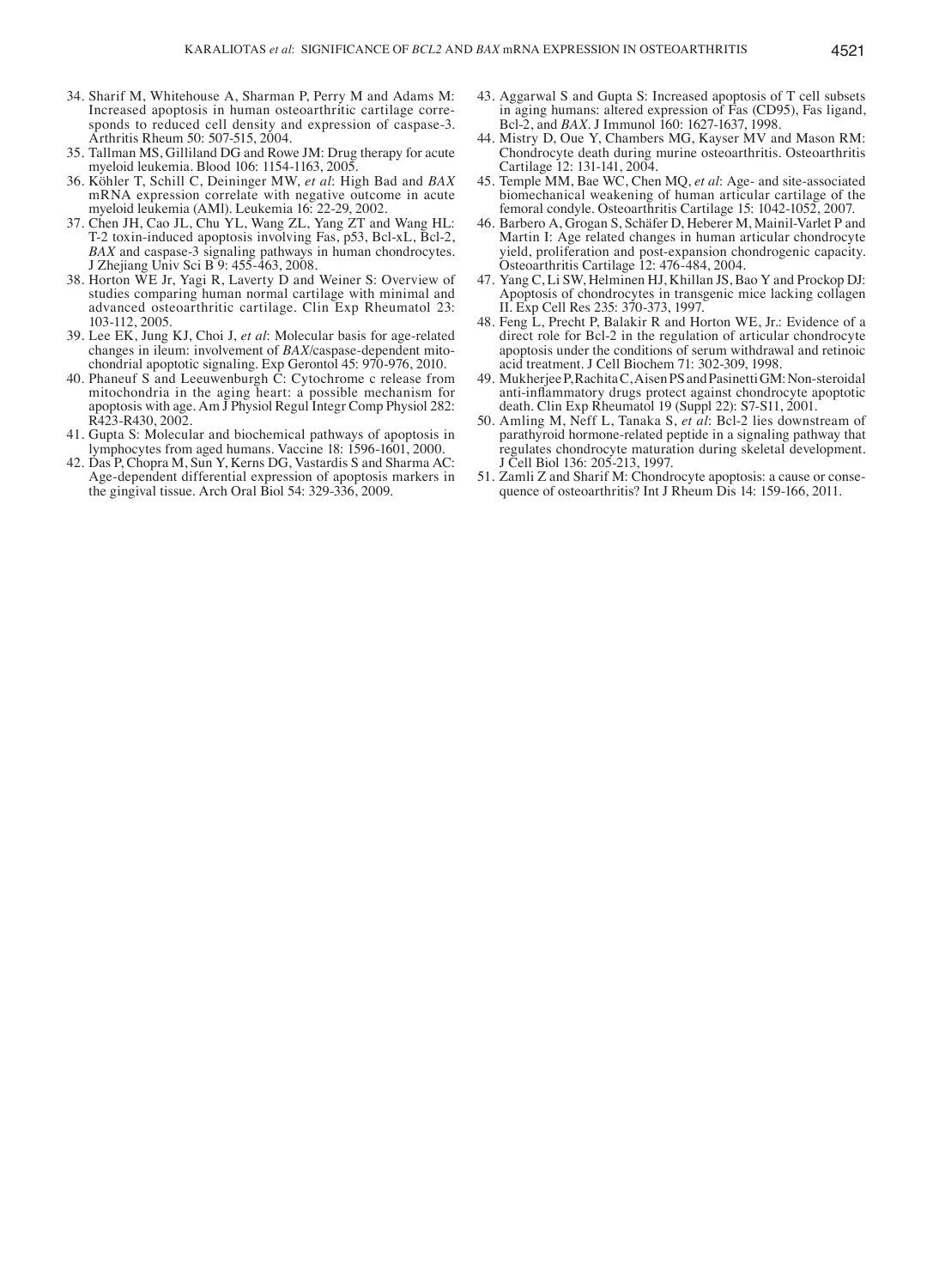34. Sharif M, Whitehouse A, Sharman P, Perry M and Adams M: Increased apoptosis in human osteoarthritic cartilage corresponds to reduced cell density and expression of caspase-3. Arthritis Rheum 50: 507-515, 2004.
35. Tallman MS, Gilliland DG and Rowe JM: Drug therapy for acute myeloid leukemia. Blood 106: 1154-1163, 2005.
36. Köhler T, Schill C, Deininger MW, *et al*: High Bad and *BAX* mRNA expression correlate with negative outcome in acute myeloid leukemia (AMl). Leukemia 16: 22-29, 2002.
37. Chen JH, Cao JL, Chu YL, Wang ZL, Yang ZT and Wang HL: T-2 toxin-induced apoptosis involving Fas, p53, Bcl-xL, Bcl-2, *BAX* and caspase-3 signaling pathways in human chondrocytes. J Zhejiang Univ Sci B 9: 455-463, 2008.
38. Horton WE Jr, Yagi R, Laverty D and Weiner S: Overview of studies comparing human normal cartilage with minimal and advanced osteoarthritic cartilage. Clin Exp Rheumatol 23: 103-112, 2005.
39. Lee EK, Jung KJ, Choi J, *et al*: Molecular basis for age-related changes in ileum: involvement of *BAX*/caspase-dependent mitochondrial apoptotic signaling. Exp Gerontol 45: 970-976, 2010.
40. Phaneuf S and Leeuwenburgh C: Cytochrome c release from mitochondria in the aging heart: a possible mechanism for apoptosis with age. Am J Physiol Regul Integr Comp Physiol 282: R423-R430, 2002.
41. Gupta S: Molecular and biochemical pathways of apoptosis in lymphocytes from aged humans. Vaccine 18: 1596-1601, 2000.
42. Das P, Chopra M, Sun Y, Kerns DG, Vastardis S and Sharma AC: Age-dependent differential expression of apoptosis markers in the gingival tissue. Arch Oral Biol 54: 329-336, 2009.
43. Aggarwal S and Gupta S: Increased apoptosis of T cell subsets in aging humans: altered expression of Fas (CD95), Fas ligand, Bcl-2, and *BAX*. J Immunol 160: 1627-1637, 1998.
44. Mistry D, Oue Y, Chambers MG, Kayser MV and Mason RM: Chondrocyte death during murine osteoarthritis. Osteoarthritis Cartilage 12: 131-141, 2004.
45. Temple MM, Bae WC, Chen MQ, *et al*: Age- and site-associated biomechanical weakening of human articular cartilage of the femoral condyle. Osteoarthritis Cartilage 15: 1042-1052, 2007.
46. Barbero A, Grogan S, Schäfer D, Heberer M, Mainil-Varlet P and Martin I: Age related changes in human articular chondrocyte yield, proliferation and post-expansion chondrogenic capacity. Osteoarthritis Cartilage 12: 476-484, 2004.
47. Yang C, Li SW, Helminen HJ, Khillan JS, Bao Y and Prockop DJ: Apoptosis of chondrocytes in transgenic mice lacking collagen II. Exp Cell Res 235: 370-373, 1997.
48. Feng L, Precht P, Balakir R and Horton WE, Jr.: Evidence of a direct role for Bcl-2 in the regulation of articular chondrocyte apoptosis under the conditions of serum withdrawal and retinoic acid treatment. J Cell Biochem 71: 302-309, 1998.
49. Mukherjee P, Rachita C, Aisen PS and Pasinetti GM: Non-steroidal anti-inflammatory drugs protect against chondrocyte apoptotic death. Clin Exp Rheumatol 19 (Suppl 22): S7-S11, 2001.
50. Amling M, Neff L, Tanaka S, *et al*: Bcl-2 lies downstream of parathyroid hormone-related peptide in a signaling pathway that regulates chondrocyte maturation during skeletal development. J Cell Biol 136: 205-213, 1997.
51. Zamli Z and Sharif M: Chondrocyte apoptosis: a cause or consequence of osteoarthritis? Int J Rheum Dis 14: 159-166, 2011.